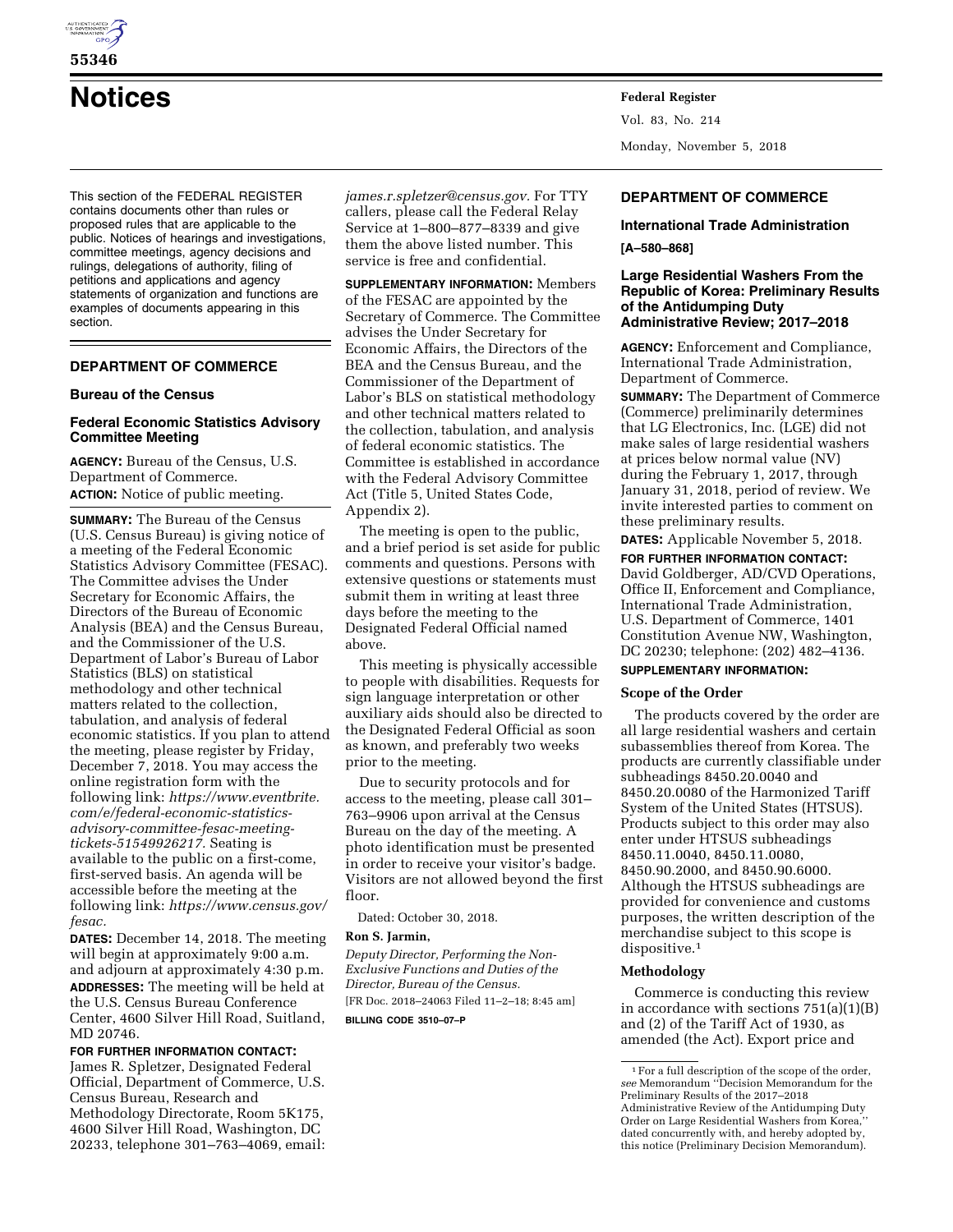# Notices

This section of the FEDERAL REGISTER contains documents other than rules or proposed rules that are applicable to the public. Notices of hearings and investigations, committee meetings, agency decisions and rulings, delegations of authority, filing of petitions and applications and agency statements of organization and functions are examples of documents appearing in this section.

## DEPARTMENT OF COMMERCE

### Bureau of the Census

### Federal Economic Statistics Advisory Committee Meeting

**AGENCY:** Bureau of the Census, U.S. Department of Commerce.

**ACTION:** Notice of public meeting.

**SUMMARY:** The Bureau of the Census (U.S. Census Bureau) is giving notice of a meeting of the Federal Economic Statistics Advisory Committee (FESAC). The Committee advises the Under Secretary for Economic Affairs, the Directors of the Bureau of Economic Analysis (BEA) and the Census Bureau, and the Commissioner of the U.S. Department of Labor's Bureau of Labor Statistics (BLS) on statistical methodology and other technical matters related to the collection, tabulation, and analysis of federal economic statistics. If you plan to attend the meeting, please register by Friday, December 7, 2018. You may access the online registration form with the following link: *https://www.eventbrite.com/e/federal-economic-statistics-advisory-committee-fesac-meeting-tickets-51549926217.* Seating is available to the public on a first-come, first-served basis. An agenda will be accessible before the meeting at the following link: *https://www.census.gov/fesac.*

**DATES:** December 14, 2018. The meeting will begin at approximately 9:00 a.m. and adjourn at approximately 4:30 p.m.

**ADDRESSES:** The meeting will be held at the U.S. Census Bureau Conference Center, 4600 Silver Hill Road, Suitland, MD 20746.

**FOR FURTHER INFORMATION CONTACT:** James R. Spletzer, Designated Federal Official, Department of Commerce, U.S. Census Bureau, Research and Methodology Directorate, Room 5K175, 4600 Silver Hill Road, Washington, DC 20233, telephone 301–763–4069, email: *james.r.spletzer@census.gov.* For TTY callers, please call the Federal Relay Service at 1–800–877–8339 and give them the above listed number. This service is free and confidential.

**SUPPLEMENTARY INFORMATION:** Members of the FESAC are appointed by the Secretary of Commerce. The Committee advises the Under Secretary for Economic Affairs, the Directors of the BEA and the Census Bureau, and the Commissioner of the Department of Labor's BLS on statistical methodology and other technical matters related to the collection, tabulation, and analysis of federal economic statistics. The Committee is established in accordance with the Federal Advisory Committee Act (Title 5, United States Code, Appendix 2).

The meeting is open to the public, and a brief period is set aside for public comments and questions. Persons with extensive questions or statements must submit them in writing at least three days before the meeting to the Designated Federal Official named above.

This meeting is physically accessible to people with disabilities. Requests for sign language interpretation or other auxiliary aids should also be directed to the Designated Federal Official as soon as known, and preferably two weeks prior to the meeting.

Due to security protocols and for access to the meeting, please call 301–763–9906 upon arrival at the Census Bureau on the day of the meeting. A photo identification must be presented in order to receive your visitor's badge. Visitors are not allowed beyond the first floor.

Dated: October 30, 2018.

**Ron S. Jarmin,**

*Deputy Director, Performing the Non-Exclusive Functions and Duties of the Director, Bureau of the Census.*

[FR Doc. 2018–24063 Filed 11–2–18; 8:45 am]

**BILLING CODE 3510–07–P**

## DEPARTMENT OF COMMERCE

### International Trade Administration

**[A–580–868]**

### Large Residential Washers From the Republic of Korea: Preliminary Results of the Antidumping Duty Administrative Review; 2017–2018

**AGENCY:** Enforcement and Compliance, International Trade Administration, Department of Commerce.

**SUMMARY:** The Department of Commerce (Commerce) preliminarily determines that LG Electronics, Inc. (LGE) did not make sales of large residential washers at prices below normal value (NV) during the February 1, 2017, through January 31, 2018, period of review. We invite interested parties to comment on these preliminary results.

**DATES:** Applicable November 5, 2018.

**FOR FURTHER INFORMATION CONTACT:** David Goldberger, AD/CVD Operations, Office II, Enforcement and Compliance, International Trade Administration, U.S. Department of Commerce, 1401 Constitution Avenue NW, Washington, DC 20230; telephone: (202) 482–4136.

**SUPPLEMENTARY INFORMATION:**

#### Scope of the Order

The products covered by the order are all large residential washers and certain subassemblies thereof from Korea. The products are currently classifiable under subheadings 8450.20.0040 and 8450.20.0080 of the Harmonized Tariff System of the United States (HTSUS). Products subject to this order may also enter under HTSUS subheadings 8450.11.0040, 8450.11.0080, 8450.90.2000, and 8450.90.6000. Although the HTSUS subheadings are provided for convenience and customs purposes, the written description of the merchandise subject to this scope is dispositive.[1]

#### Methodology

Commerce is conducting this review in accordance with sections 751(a)(1)(B) and (2) of the Tariff Act of 1930, as amended (the Act). Export price and

[1] For a full description of the scope of the order, *see* Memorandum "Decision Memorandum for the Preliminary Results of the 2017–2018 Administrative Review of the Antidumping Duty Order on Large Residential Washers from Korea," dated concurrently with, and hereby adopted by, this notice (Preliminary Decision Memorandum).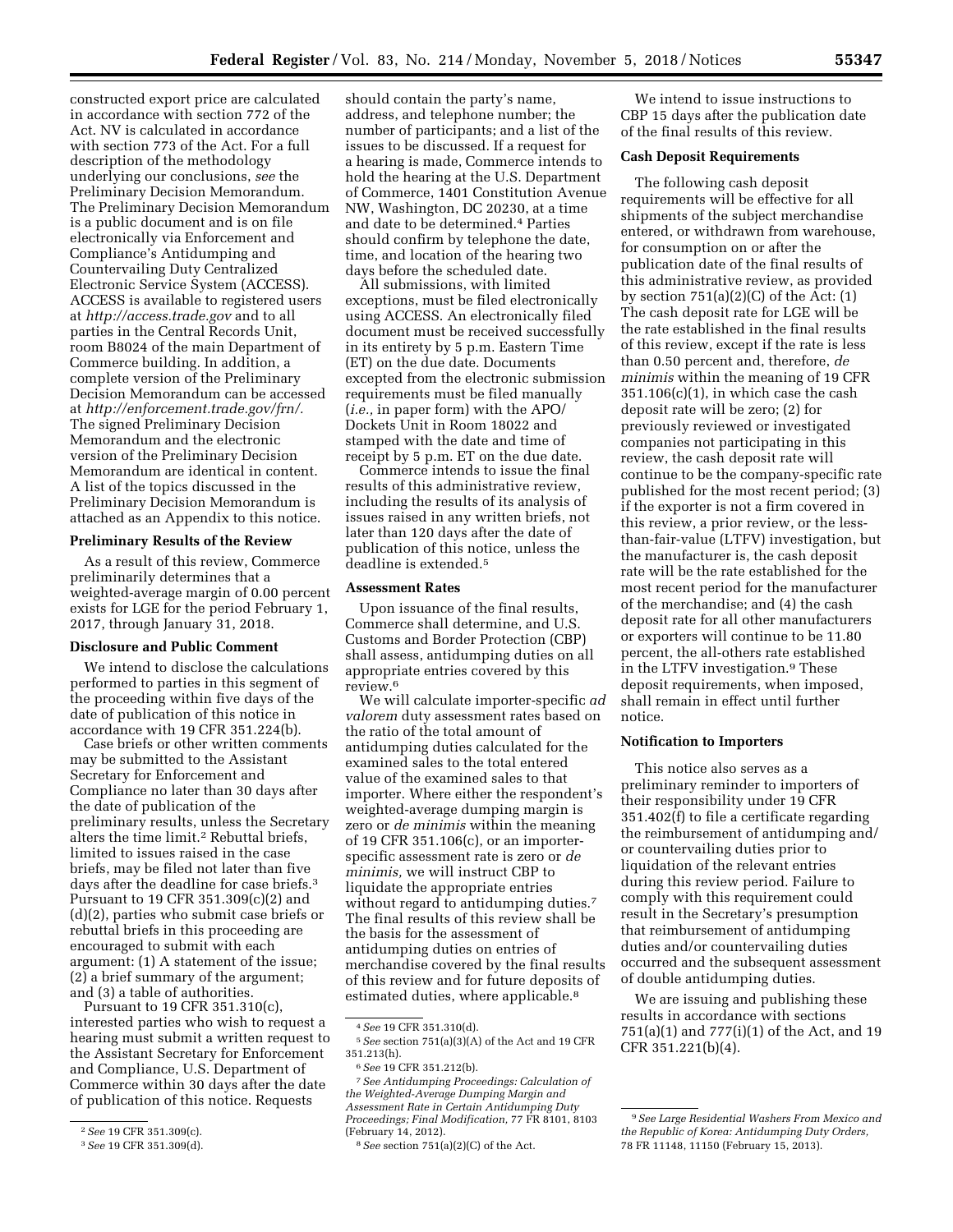constructed export price are calculated in accordance with section 772 of the Act. NV is calculated in accordance with section 773 of the Act. For a full description of the methodology underlying our conclusions, *see* the Preliminary Decision Memorandum. The Preliminary Decision Memorandum is a public document and is on file electronically via Enforcement and Compliance's Antidumping and Countervailing Duty Centralized Electronic Service System (ACCESS). ACCESS is available to registered users at *http://access.trade.gov* and to all parties in the Central Records Unit, room B8024 of the main Department of Commerce building. In addition, a complete version of the Preliminary Decision Memorandum can be accessed at *http://enforcement.trade.gov/frn/.* The signed Preliminary Decision Memorandum and the electronic version of the Preliminary Decision Memorandum are identical in content. A list of the topics discussed in the Preliminary Decision Memorandum is attached as an Appendix to this notice.

**Preliminary Results of the Review**

As a result of this review, Commerce preliminarily determines that a weighted-average margin of 0.00 percent exists for LGE for the period February 1, 2017, through January 31, 2018.

**Disclosure and Public Comment**

We intend to disclose the calculations performed to parties in this segment of the proceeding within five days of the date of publication of this notice in accordance with 19 CFR 351.224(b).

Case briefs or other written comments may be submitted to the Assistant Secretary for Enforcement and Compliance no later than 30 days after the date of publication of the preliminary results, unless the Secretary alters the time limit.[2] Rebuttal briefs, limited to issues raised in the case briefs, may be filed not later than five days after the deadline for case briefs.[3] Pursuant to 19 CFR 351.309(c)(2) and (d)(2), parties who submit case briefs or rebuttal briefs in this proceeding are encouraged to submit with each argument: (1) A statement of the issue; (2) a brief summary of the argument; and (3) a table of authorities.

Pursuant to 19 CFR 351.310(c), interested parties who wish to request a hearing must submit a written request to the Assistant Secretary for Enforcement and Compliance, U.S. Department of Commerce within 30 days after the date of publication of this notice. Requests should contain the party's name, address, and telephone number; the number of participants; and a list of the issues to be discussed. If a request for a hearing is made, Commerce intends to hold the hearing at the U.S. Department of Commerce, 1401 Constitution Avenue NW, Washington, DC 20230, at a time and date to be determined.[4] Parties should confirm by telephone the date, time, and location of the hearing two days before the scheduled date.

All submissions, with limited exceptions, must be filed electronically using ACCESS. An electronically filed document must be received successfully in its entirety by 5 p.m. Eastern Time (ET) on the due date. Documents excepted from the electronic submission requirements must be filed manually (*i.e.,* in paper form) with the APO/Dockets Unit in Room 18022 and stamped with the date and time of receipt by 5 p.m. ET on the due date.

Commerce intends to issue the final results of this administrative review, including the results of its analysis of issues raised in any written briefs, not later than 120 days after the date of publication of this notice, unless the deadline is extended.[5]

**Assessment Rates**

Upon issuance of the final results, Commerce shall determine, and U.S. Customs and Border Protection (CBP) shall assess, antidumping duties on all appropriate entries covered by this review.[6]

We will calculate importer-specific *ad valorem* duty assessment rates based on the ratio of the total amount of antidumping duties calculated for the examined sales to the total entered value of the examined sales to that importer. Where either the respondent's weighted-average dumping margin is zero or *de minimis* within the meaning of 19 CFR 351.106(c), or an importer-specific assessment rate is zero or *de minimis,* we will instruct CBP to liquidate the appropriate entries without regard to antidumping duties.[7] The final results of this review shall be the basis for the assessment of antidumping duties on entries of merchandise covered by the final results of this review and for future deposits of estimated duties, where applicable.[8]

We intend to issue instructions to CBP 15 days after the publication date of the final results of this review.

**Cash Deposit Requirements**

The following cash deposit requirements will be effective for all shipments of the subject merchandise entered, or withdrawn from warehouse, for consumption on or after the publication date of the final results of this administrative review, as provided by section 751(a)(2)(C) of the Act: (1) The cash deposit rate for LGE will be the rate established in the final results of this review, except if the rate is less than 0.50 percent and, therefore, *de minimis* within the meaning of 19 CFR 351.106(c)(1), in which case the cash deposit rate will be zero; (2) for previously reviewed or investigated companies not participating in this review, the cash deposit rate will continue to be the company-specific rate published for the most recent period; (3) if the exporter is not a firm covered in this review, a prior review, or the less-than-fair-value (LTFV) investigation, but the manufacturer is, the cash deposit rate will be the rate established for the most recent period for the manufacturer of the merchandise; and (4) the cash deposit rate for all other manufacturers or exporters will continue to be 11.80 percent, the all-others rate established in the LTFV investigation.[9] These deposit requirements, when imposed, shall remain in effect until further notice.

**Notification to Importers**

This notice also serves as a preliminary reminder to importers of their responsibility under 19 CFR 351.402(f) to file a certificate regarding the reimbursement of antidumping and/or countervailing duties prior to liquidation of the relevant entries during this review period. Failure to comply with this requirement could result in the Secretary's presumption that reimbursement of antidumping duties and/or countervailing duties occurred and the subsequent assessment of double antidumping duties.

We are issuing and publishing these results in accordance with sections 751(a)(1) and 777(i)(1) of the Act, and 19 CFR 351.221(b)(4).

---

[2] *See* 19 CFR 351.309(c).

[3] *See* 19 CFR 351.309(d).

[4] *See* 19 CFR 351.310(d).

[5] *See* section 751(a)(3)(A) of the Act and 19 CFR 351.213(h).

[6] *See* 19 CFR 351.212(b).

[7] *See Antidumping Proceedings: Calculation of the Weighted-Average Dumping Margin and Assessment Rate in Certain Antidumping Duty Proceedings; Final Modification,* 77 FR 8101, 8103 (February 14, 2012).

[8] *See* section 751(a)(2)(C) of the Act.

[9] *See Large Residential Washers From Mexico and the Republic of Korea: Antidumping Duty Orders,* 78 FR 11148, 11150 (February 15, 2013).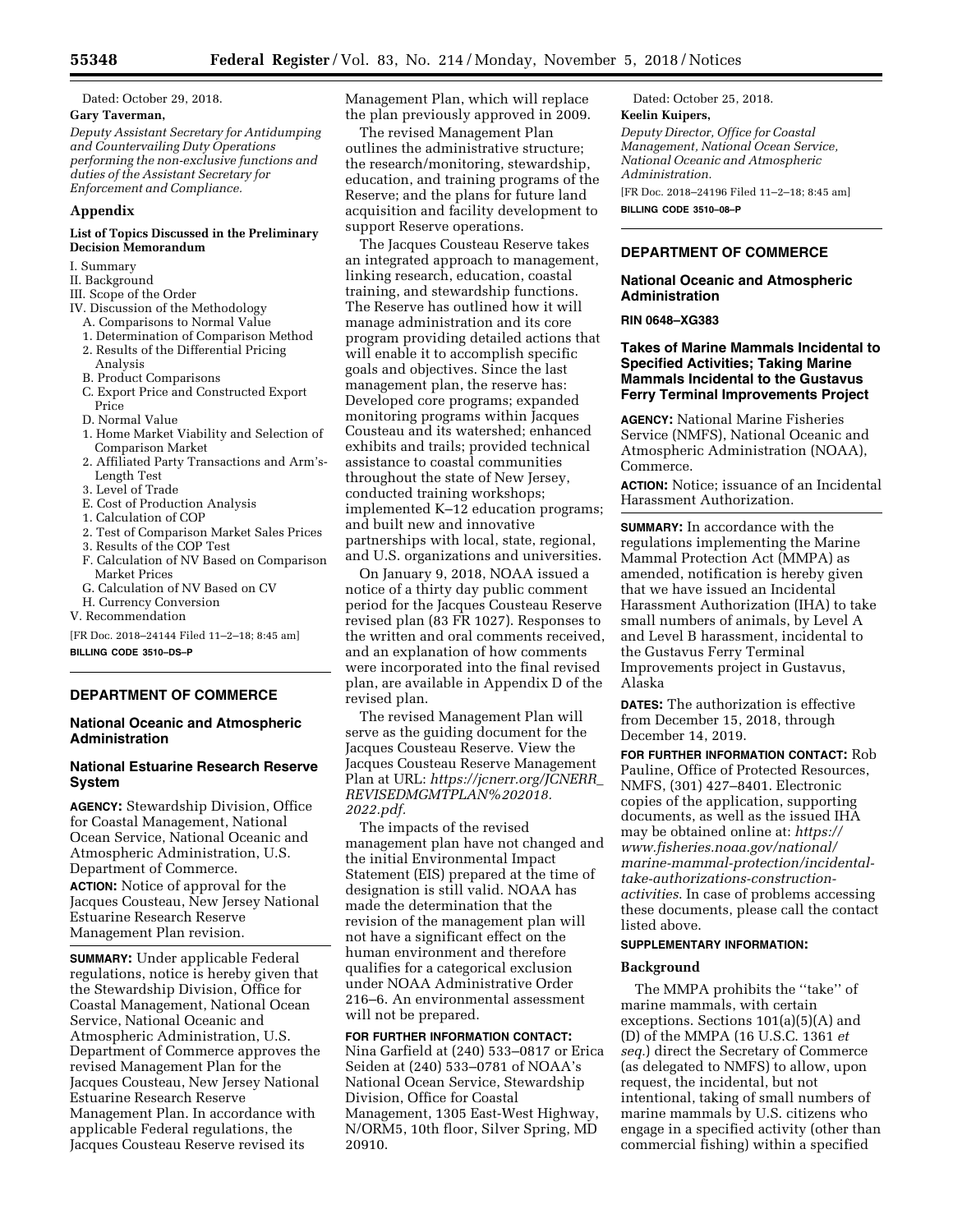Dated: October 29, 2018.

**Gary Taverman,**

*Deputy Assistant Secretary for Antidumping and Countervailing Duty Operations performing the non-exclusive functions and duties of the Assistant Secretary for Enforcement and Compliance.*

## Appendix

### List of Topics Discussed in the Preliminary Decision Memorandum

I. Summary
II. Background
III. Scope of the Order
IV. Discussion of the Methodology
 A. Comparisons to Normal Value
 1. Determination of Comparison Method
 2. Results of the Differential Pricing Analysis
 B. Product Comparisons
 C. Export Price and Constructed Export Price
 D. Normal Value
 1. Home Market Viability and Selection of Comparison Market
 2. Affiliated Party Transactions and Arm's-Length Test
 3. Level of Trade
 E. Cost of Production Analysis
 1. Calculation of COP
 2. Test of Comparison Market Sales Prices
 3. Results of the COP Test
 F. Calculation of NV Based on Comparison Market Prices
 G. Calculation of NV Based on CV
 H. Currency Conversion
V. Recommendation

[FR Doc. 2018–24144 Filed 11–2–18; 8:45 am]

**BILLING CODE 3510–DS–P**

---

## DEPARTMENT OF COMMERCE

### National Oceanic and Atmospheric Administration

### National Estuarine Research Reserve System

**AGENCY:** Stewardship Division, Office for Coastal Management, National Ocean Service, National Oceanic and Atmospheric Administration, U.S. Department of Commerce.

**ACTION:** Notice of approval for the Jacques Cousteau, New Jersey National Estuarine Research Reserve Management Plan revision.

**SUMMARY:** Under applicable Federal regulations, notice is hereby given that the Stewardship Division, Office for Coastal Management, National Ocean Service, National Oceanic and Atmospheric Administration, U.S. Department of Commerce approves the revised Management Plan for the Jacques Cousteau, New Jersey National Estuarine Research Reserve Management Plan. In accordance with applicable Federal regulations, the Jacques Cousteau Reserve revised its Management Plan, which will replace the plan previously approved in 2009.

The revised Management Plan outlines the administrative structure; the research/monitoring, stewardship, education, and training programs of the Reserve; and the plans for future land acquisition and facility development to support Reserve operations.

The Jacques Cousteau Reserve takes an integrated approach to management, linking research, education, coastal training, and stewardship functions. The Reserve has outlined how it will manage administration and its core program providing detailed actions that will enable it to accomplish specific goals and objectives. Since the last management plan, the reserve has: Developed core programs; expanded monitoring programs within Jacques Cousteau and its watershed; enhanced exhibits and trails; provided technical assistance to coastal communities throughout the state of New Jersey, conducted training workshops; implemented K–12 education programs; and built new and innovative partnerships with local, state, regional, and U.S. organizations and universities.

On January 9, 2018, NOAA issued a notice of a thirty day public comment period for the Jacques Cousteau Reserve revised plan (83 FR 1027). Responses to the written and oral comments received, and an explanation of how comments were incorporated into the final revised plan, are available in Appendix D of the revised plan.

The revised Management Plan will serve as the guiding document for the Jacques Cousteau Reserve. View the Jacques Cousteau Reserve Management Plan at URL: *https://jcnerr.org/JCNERR_REVISEDMGMTPLAN%202018.2022.pdf.*

The impacts of the revised management plan have not changed and the initial Environmental Impact Statement (EIS) prepared at the time of designation is still valid. NOAA has made the determination that the revision of the management plan will not have a significant effect on the human environment and therefore qualifies for a categorical exclusion under NOAA Administrative Order 216–6. An environmental assessment will not be prepared.

**FOR FURTHER INFORMATION CONTACT:** Nina Garfield at (240) 533–0817 or Erica Seiden at (240) 533–0781 of NOAA's National Ocean Service, Stewardship Division, Office for Coastal Management, 1305 East-West Highway, N/ORM5, 10th floor, Silver Spring, MD 20910.

Dated: October 25, 2018.

**Keelin Kuipers,**

*Deputy Director, Office for Coastal Management, National Ocean Service, National Oceanic and Atmospheric Administration.*

[FR Doc. 2018–24196 Filed 11–2–18; 8:45 am]

**BILLING CODE 3510–08–P**

---

## DEPARTMENT OF COMMERCE

### National Oceanic and Atmospheric Administration

**RIN 0648–XG383**

### Takes of Marine Mammals Incidental to Specified Activities; Taking Marine Mammals Incidental to the Gustavus Ferry Terminal Improvements Project

**AGENCY:** National Marine Fisheries Service (NMFS), National Oceanic and Atmospheric Administration (NOAA), Commerce.

**ACTION:** Notice; issuance of an Incidental Harassment Authorization.

**SUMMARY:** In accordance with the regulations implementing the Marine Mammal Protection Act (MMPA) as amended, notification is hereby given that we have issued an Incidental Harassment Authorization (IHA) to take small numbers of animals, by Level A and Level B harassment, incidental to the Gustavus Ferry Terminal Improvements project in Gustavus, Alaska

**DATES:** The authorization is effective from December 15, 2018, through December 14, 2019.

**FOR FURTHER INFORMATION CONTACT:** Rob Pauline, Office of Protected Resources, NMFS, (301) 427–8401. Electronic copies of the application, supporting documents, as well as the issued IHA may be obtained online at: *https://www.fisheries.noaa.gov/national/marine-mammal-protection/incidental-take-authorizations-construction-activities*. In case of problems accessing these documents, please call the contact listed above.

**SUPPLEMENTARY INFORMATION:**

#### Background

The MMPA prohibits the "take" of marine mammals, with certain exceptions. Sections 101(a)(5)(A) and (D) of the MMPA (16 U.S.C. 1361 *et seq.*) direct the Secretary of Commerce (as delegated to NMFS) to allow, upon request, the incidental, but not intentional, taking of small numbers of marine mammals by U.S. citizens who engage in a specified activity (other than commercial fishing) within a specified